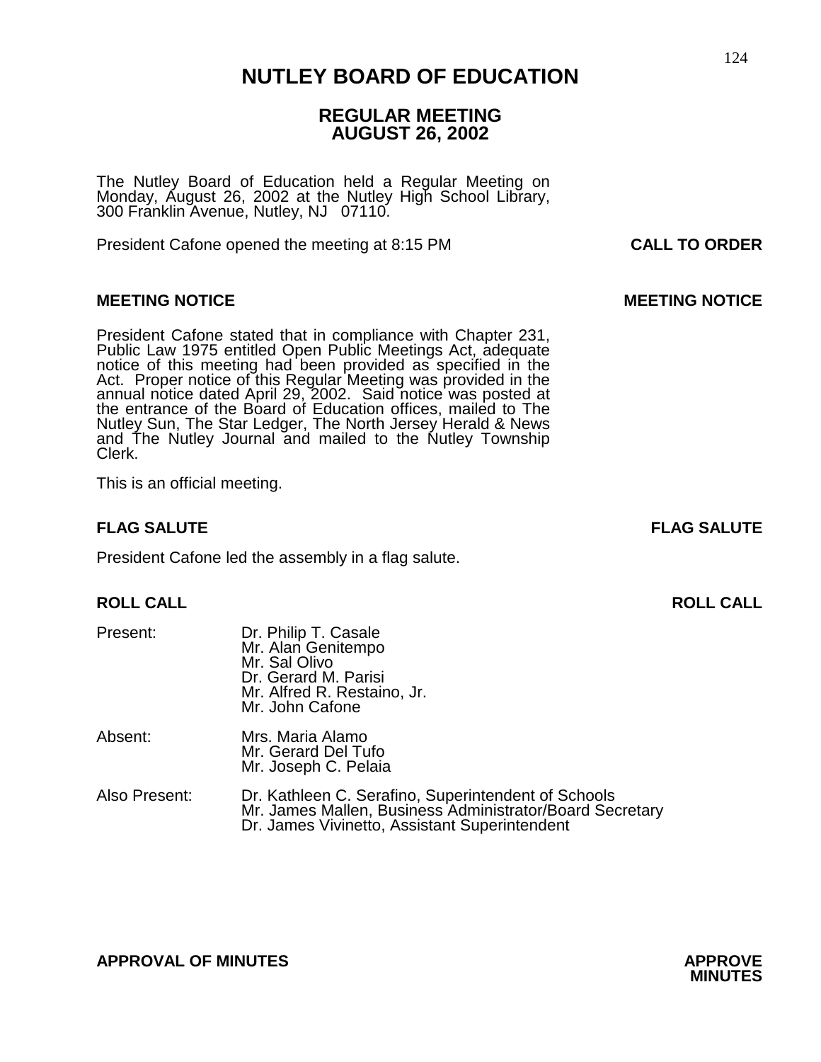# NUTLEY BOARD OF EDUCATION

## REGULAR MEETING
## AUGUST 26, 2002

The Nutley Board of Education held a Regular Meeting on Monday, August 26, 2002 at the Nutley High School Library, 300 Franklin Avenue, Nutley, NJ 07110.

President Cafone opened the meeting at 8:15 PM **CALL TO ORDER**

**MEETING NOTICE** **MEETING NOTICE**

President Cafone stated that in compliance with Chapter 231, Public Law 1975 entitled Open Public Meetings Act, adequate notice of this meeting had been provided as specified in the Act. Proper notice of this Regular Meeting was provided in the annual notice dated April 29, 2002. Said notice was posted at the entrance of the Board of Education offices, mailed to The Nutley Sun, The Star Ledger, The North Jersey Herald & News and The Nutley Journal and mailed to the Nutley Township Clerk.

This is an official meeting.

**FLAG SALUTE** **FLAG SALUTE**

President Cafone led the assembly in a flag salute.

**ROLL CALL** **ROLL CALL**

Present:
Dr. Philip T. Casale
Mr. Alan Genitempo
Mr. Sal Olivo
Dr. Gerard M. Parisi
Mr. Alfred R. Restaino, Jr.
Mr. John Cafone

Absent:
Mrs. Maria Alamo
Mr. Gerard Del Tufo
Mr. Joseph C. Pelaia

Also Present:
Dr. Kathleen C. Serafino, Superintendent of Schools
Mr. James Mallen, Business Administrator/Board Secretary
Dr. James Vivinetto, Assistant Superintendent

**APPROVAL OF MINUTES** **APPROVE MINUTES**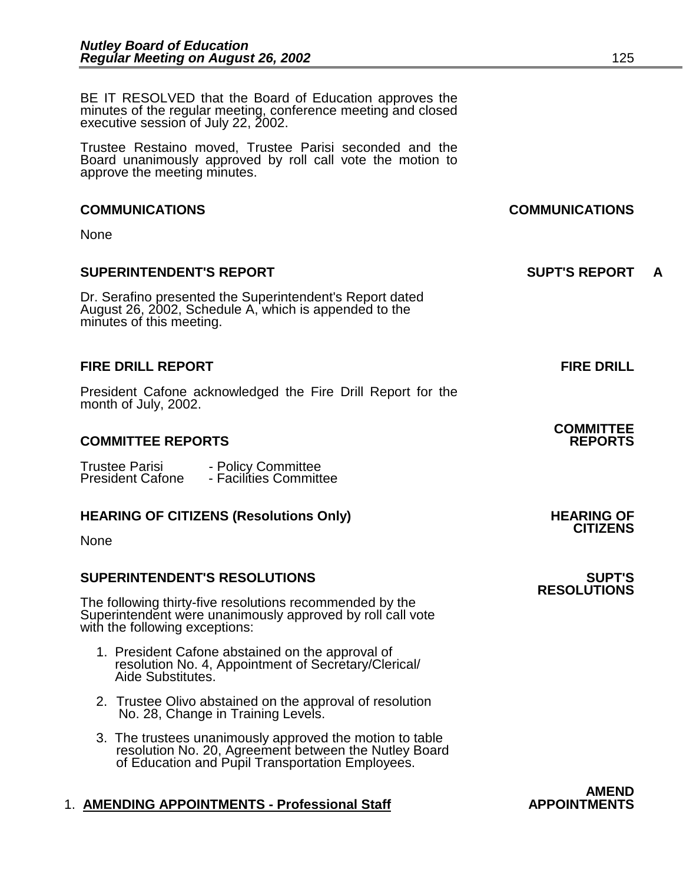BE IT RESOLVED that the Board of Education approves the minutes of the regular meeting, conference meeting and closed executive session of July 22, 2002.

Trustee Restaino moved, Trustee Parisi seconded and the Board unanimously approved by roll call vote the motion to approve the meeting minutes.

**COMMUNICATIONS** **COMMUNICATIONS**

None

**SUPERINTENDENT'S REPORT** **SUPT'S REPORT A**

Dr. Serafino presented the Superintendent's Report dated August 26, 2002, Schedule A, which is appended to the minutes of this meeting.

**FIRE DRILL REPORT** **FIRE DRILL**

President Cafone acknowledged the Fire Drill Report for the month of July, 2002.

**COMMITTEE REPORTS** **COMMITTEE REPORTS**

Trustee Parisi - Policy Committee
President Cafone - Facilities Committee

**HEARING OF CITIZENS (Resolutions Only)** **HEARING OF CITIZENS**

None

**SUPERINTENDENT'S RESOLUTIONS** **SUPT'S RESOLUTIONS**

The following thirty-five resolutions recommended by the Superintendent were unanimously approved by roll call vote with the following exceptions:

1. President Cafone abstained on the approval of resolution No. 4, Appointment of Secretary/Clerical/ Aide Substitutes.
2. Trustee Olivo abstained on the approval of resolution No. 28, Change in Training Levels.
3. The trustees unanimously approved the motion to table resolution No. 20, Agreement between the Nutley Board of Education and Pupil Transportation Employees.

1. **AMENDING APPOINTMENTS - Professional Staff** **AMEND APPOINTMENTS**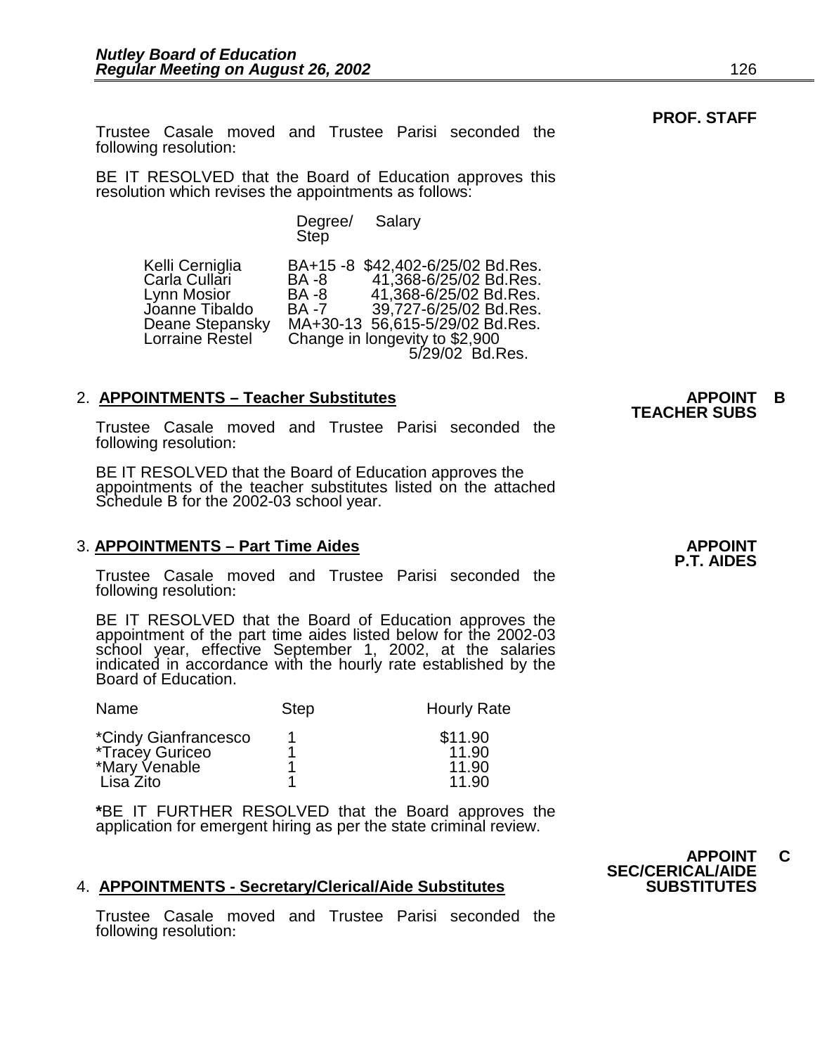**PROF. STAFF**

Trustee Casale moved and Trustee Parisi seconded the following resolution:

BE IT RESOLVED that the Board of Education approves this resolution which revises the appointments as follows:

| | Degree/ Step | Salary |
|---|---|---|
| Kelli Cerniglia | BA+15 -8 | $42,402-6/25/02 Bd.Res. |
| Carla Cullari | BA -8 | 41,368-6/25/02 Bd.Res. |
| Lynn Mosior | BA -8 | 41,368-6/25/02 Bd.Res. |
| Joanne Tibaldo | BA -7 | 39,727-6/25/02 Bd.Res. |
| Deane Stepansky | MA+30-13 | 56,615-5/29/02 Bd.Res. |
| Lorraine Restel | Change in longevity to $2,900 5/29/02 Bd.Res. | |

2. **APPOINTMENTS – Teacher Substitutes** — **APPOINT B TEACHER SUBS**

Trustee Casale moved and Trustee Parisi seconded the following resolution:

BE IT RESOLVED that the Board of Education approves the appointments of the teacher substitutes listed on the attached Schedule B for the 2002-03 school year.

3. **APPOINTMENTS – Part Time Aides** — **APPOINT P.T. AIDES**

Trustee Casale moved and Trustee Parisi seconded the following resolution:

BE IT RESOLVED that the Board of Education approves the appointment of the part time aides listed below for the 2002-03 school year, effective September 1, 2002, at the salaries indicated in accordance with the hourly rate established by the Board of Education.

| Name | Step | Hourly Rate |
|---|---|---|
| *Cindy Gianfrancesco | 1 | $11.90 |
| *Tracey Guriceo | 1 | 11.90 |
| *Mary Venable | 1 | 11.90 |
| Lisa Zito | 1 | 11.90 |

***BE IT FURTHER RESOLVED** that the Board approves the application for emergent hiring as per the state criminal review.

4. **APPOINTMENTS - Secretary/Clerical/Aide Substitutes** — **APPOINT C SEC/CERICAL/AIDE SUBSTITUTES**

Trustee Casale moved and Trustee Parisi seconded the following resolution: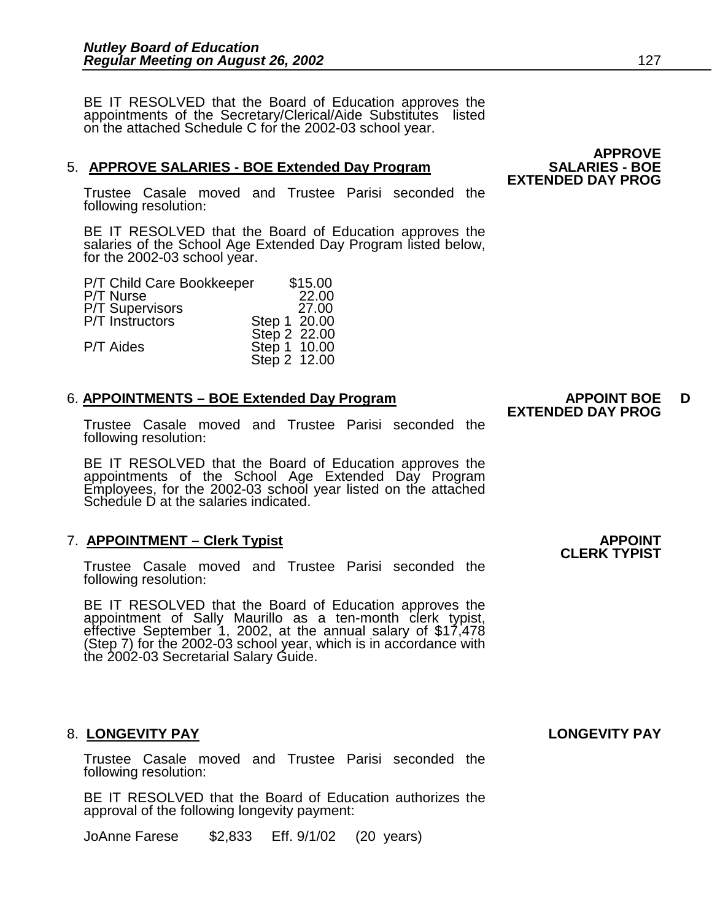BE IT RESOLVED that the Board of Education approves the appointments of the Secretary/Clerical/Aide Substitutes listed on the attached Schedule C for the 2002-03 school year.

5. **APPROVE SALARIES - BOE Extended Day Program** — **APPROVE SALARIES - BOE EXTENDED DAY PROG**

Trustee Casale moved and Trustee Parisi seconded the following resolution:

BE IT RESOLVED that the Board of Education approves the salaries of the School Age Extended Day Program listed below, for the 2002-03 school year.

| | | |
|---|---|---|
| P/T Child Care Bookkeeper | | $15.00 |
| P/T Nurse | | 22.00 |
| P/T Supervisors | | 27.00 |
| P/T Instructors | Step 1 | 20.00 |
| | Step 2 | 22.00 |
| P/T Aides | Step 1 | 10.00 |
| | Step 2 | 12.00 |

6. **APPOINTMENTS – BOE Extended Day Program** — **APPOINT BOE D EXTENDED DAY PROG**

Trustee Casale moved and Trustee Parisi seconded the following resolution:

BE IT RESOLVED that the Board of Education approves the appointments of the School Age Extended Day Program Employees, for the 2002-03 school year listed on the attached Schedule D at the salaries indicated.

7. **APPOINTMENT – Clerk Typist** — **APPOINT CLERK TYPIST**

Trustee Casale moved and Trustee Parisi seconded the following resolution:

BE IT RESOLVED that the Board of Education approves the appointment of Sally Maurillo as a ten-month clerk typist, effective September 1, 2002, at the annual salary of $17,478 (Step 7) for the 2002-03 school year, which is in accordance with the 2002-03 Secretarial Salary Guide.

8. **LONGEVITY PAY** — **LONGEVITY PAY**

Trustee Casale moved and Trustee Parisi seconded the following resolution:

BE IT RESOLVED that the Board of Education authorizes the approval of the following longevity payment:

JoAnne Farese $2,833 Eff. 9/1/02 (20 years)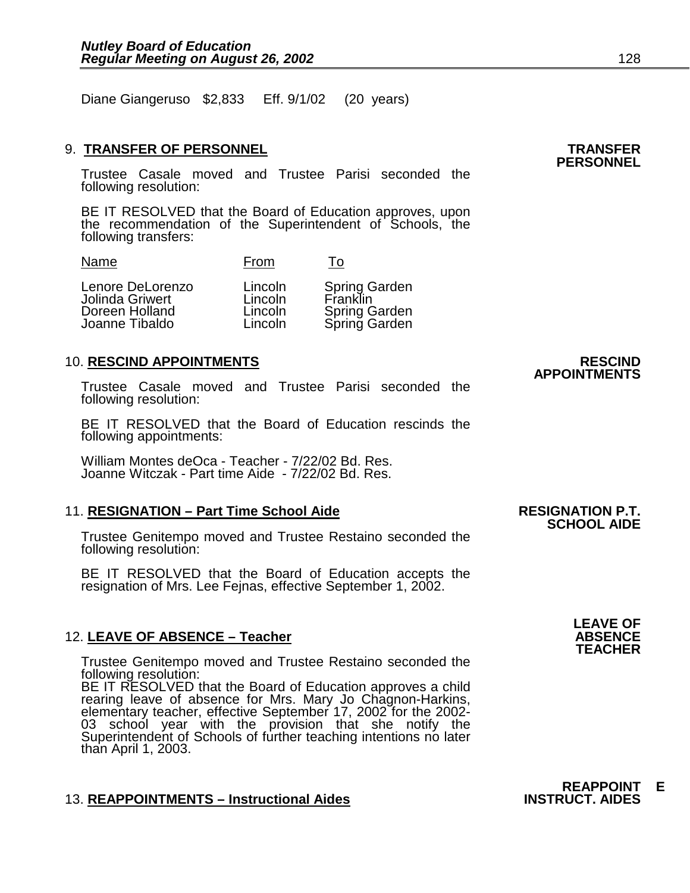Diane Giangeruso $2,833 Eff. 9/1/02 (20 years)

## 9. TRANSFER OF PERSONNEL

**TRANSFER PERSONNEL**

Trustee Casale moved and Trustee Parisi seconded the following resolution:

BE IT RESOLVED that the Board of Education approves, upon the recommendation of the Superintendent of Schools, the following transfers:

| Name | From | To |
|---|---|---|
| Lenore DeLorenzo | Lincoln | Spring Garden |
| Jolinda Griwert | Lincoln | Franklin |
| Doreen Holland | Lincoln | Spring Garden |
| Joanne Tibaldo | Lincoln | Spring Garden |

## 10. RESCIND APPOINTMENTS

**RESCIND APPOINTMENTS**

Trustee Casale moved and Trustee Parisi seconded the following resolution:

BE IT RESOLVED that the Board of Education rescinds the following appointments:

William Montes deOca - Teacher - 7/22/02 Bd. Res.
Joanne Witczak - Part time Aide - 7/22/02 Bd. Res.

## 11. RESIGNATION – Part Time School Aide

**RESIGNATION P.T. SCHOOL AIDE**

Trustee Genitempo moved and Trustee Restaino seconded the following resolution:

BE IT RESOLVED that the Board of Education accepts the resignation of Mrs. Lee Fejnas, effective September 1, 2002.

## 12. LEAVE OF ABSENCE – Teacher

**LEAVE OF ABSENCE TEACHER**

Trustee Genitempo moved and Trustee Restaino seconded the following resolution:
BE IT RESOLVED that the Board of Education approves a child rearing leave of absence for Mrs. Mary Jo Chagnon-Harkins, elementary teacher, effective September 17, 2002 for the 2002-03 school year with the provision that she notify the Superintendent of Schools of further teaching intentions no later than April 1, 2003.

## 13. REAPPOINTMENTS – Instructional Aides

**REAPPOINTMENT E INSTRUCT. AIDES**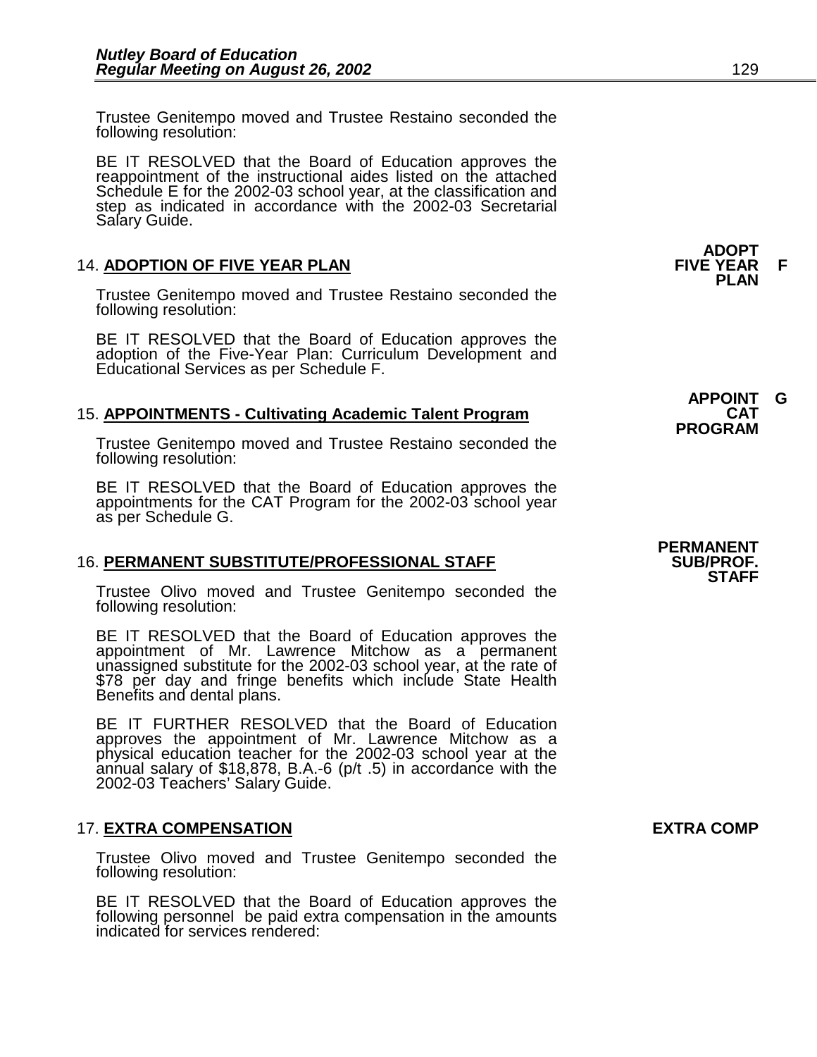Trustee Genitempo moved and Trustee Restaino seconded the following resolution:

BE IT RESOLVED that the Board of Education approves the reappointment of the instructional aides listed on the attached Schedule E for the 2002-03 school year, at the classification and step as indicated in accordance with the 2002-03 Secretarial Salary Guide.

### 14. **ADOPTION OF FIVE YEAR PLAN**

**ADOPT FIVE YEAR PLAN** **F**

Trustee Genitempo moved and Trustee Restaino seconded the following resolution:

BE IT RESOLVED that the Board of Education approves the adoption of the Five-Year Plan: Curriculum Development and Educational Services as per Schedule F.

### 15. **APPOINTMENTS - Cultivating Academic Talent Program**

**APPOINT CAT PROGRAM** **G**

Trustee Genitempo moved and Trustee Restaino seconded the following resolution:

BE IT RESOLVED that the Board of Education approves the appointments for the CAT Program for the 2002-03 school year as per Schedule G.

### 16. **PERMANENT SUBSTITUTE/PROFESSIONAL STAFF**

**PERMANENT SUB/PROF. STAFF**

Trustee Olivo moved and Trustee Genitempo seconded the following resolution:

BE IT RESOLVED that the Board of Education approves the appointment of Mr. Lawrence Mitchow as a permanent unassigned substitute for the 2002-03 school year, at the rate of $78 per day and fringe benefits which include State Health Benefits and dental plans.

BE IT FURTHER RESOLVED that the Board of Education approves the appointment of Mr. Lawrence Mitchow as a physical education teacher for the 2002-03 school year at the annual salary of $18,878, B.A.-6 (p/t .5) in accordance with the 2002-03 Teachers' Salary Guide.

### 17. **EXTRA COMPENSATION**

**EXTRA COMP**

Trustee Olivo moved and Trustee Genitempo seconded the following resolution:

BE IT RESOLVED that the Board of Education approves the following personnel be paid extra compensation in the amounts indicated for services rendered: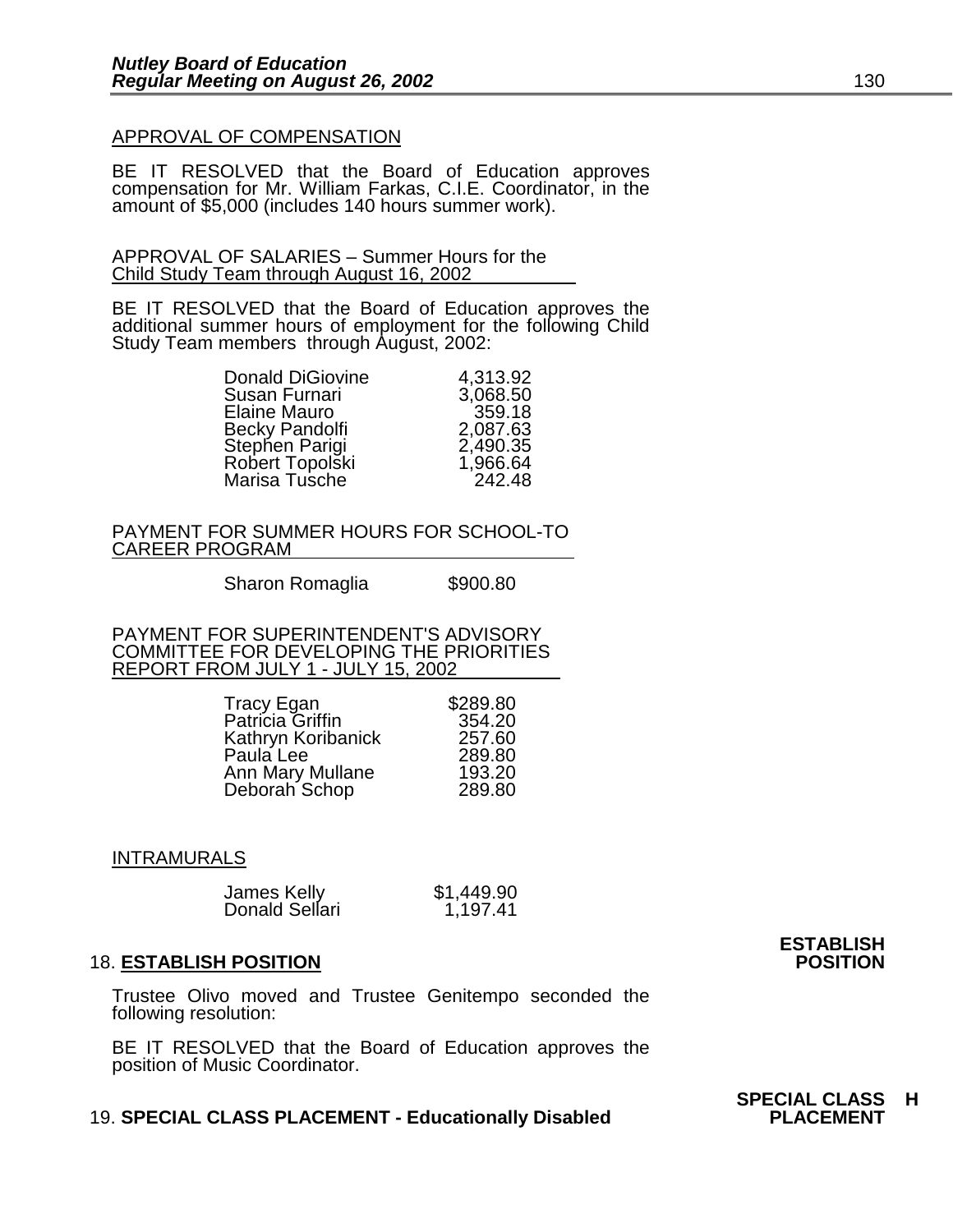APPROVAL OF COMPENSATION

BE IT RESOLVED that the Board of Education approves compensation for Mr. William Farkas, C.I.E. Coordinator, in the amount of $5,000 (includes 140 hours summer work).

APPROVAL OF SALARIES – Summer Hours for the Child Study Team through August 16, 2002

BE IT RESOLVED that the Board of Education approves the additional summer hours of employment for the following Child Study Team members through August, 2002:

| | |
|---|---|
| Donald DiGiovine | 4,313.92 |
| Susan Furnari | 3,068.50 |
| Elaine Mauro | 359.18 |
| Becky Pandolfi | 2,087.63 |
| Stephen Parigi | 2,490.35 |
| Robert Topolski | 1,966.64 |
| Marisa Tusche | 242.48 |

PAYMENT FOR SUMMER HOURS FOR SCHOOL-TO CAREER PROGRAM

| | |
|---|---|
| Sharon Romaglia | $900.80 |

PAYMENT FOR SUPERINTENDENT'S ADVISORY COMMITTEE FOR DEVELOPING THE PRIORITIES REPORT FROM JULY 1 - JULY 15, 2002

| | |
|---|---|
| Tracy Egan | $289.80 |
| Patricia Griffin | 354.20 |
| Kathryn Koribanick | 257.60 |
| Paula Lee | 289.80 |
| Ann Mary Mullane | 193.20 |
| Deborah Schop | 289.80 |

INTRAMURALS

| | |
|---|---|
| James Kelly | $1,449.90 |
| Donald Sellari | 1,197.41 |

18. **ESTABLISH POSITION** — **ESTABLISH POSITION**

Trustee Olivo moved and Trustee Genitempo seconded the following resolution:

BE IT RESOLVED that the Board of Education approves the position of Music Coordinator.

19. **SPECIAL CLASS PLACEMENT - Educationally Disabled** — **SPECIAL CLASS H PLACEMENT**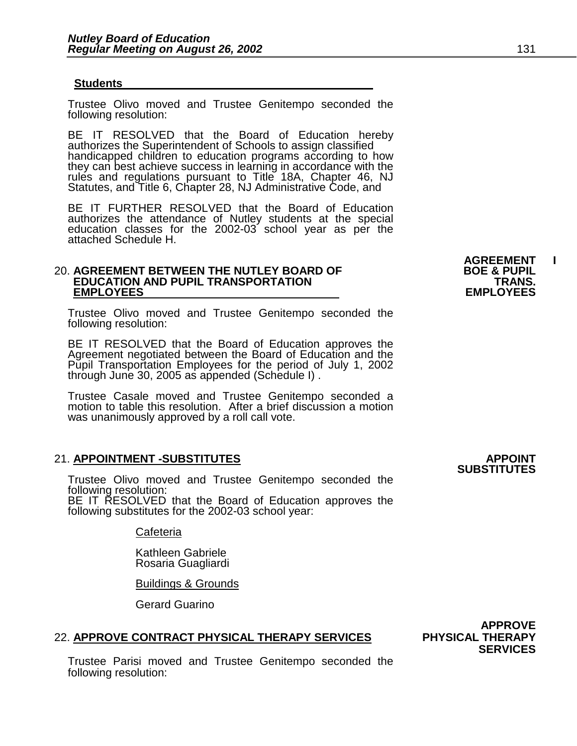**Students**

Trustee Olivo moved and Trustee Genitempo seconded the following resolution:

BE IT RESOLVED that the Board of Education hereby authorizes the Superintendent of Schools to assign classified handicapped children to education programs according to how they can best achieve success in learning in accordance with the rules and regulations pursuant to Title 18A, Chapter 46, NJ Statutes, and Title 6, Chapter 28, NJ Administrative Code, and

BE IT FURTHER RESOLVED that the Board of Education authorizes the attendance of Nutley students at the special education classes for the 2002-03 school year as per the attached Schedule H.

**AGREEMENT I BOE & PUPIL TRANS. EMPLOYEES**

## 20. AGREEMENT BETWEEN THE NUTLEY BOARD OF EDUCATION AND PUPIL TRANSPORTATION EMPLOYEES

Trustee Olivo moved and Trustee Genitempo seconded the following resolution:

BE IT RESOLVED that the Board of Education approves the Agreement negotiated between the Board of Education and the Pupil Transportation Employees for the period of July 1, 2002 through June 30, 2005 as appended (Schedule I) .

Trustee Casale moved and Trustee Genitempo seconded a motion to table this resolution. After a brief discussion a motion was unanimously approved by a roll call vote.

**APPOINT SUBSTITUTES**

## 21. APPOINTMENT -SUBSTITUTES

Trustee Olivo moved and Trustee Genitempo seconded the following resolution:
BE IT RESOLVED that the Board of Education approves the following substitutes for the 2002-03 school year:

Cafeteria

Kathleen Gabriele
Rosaria Guagliardi

Buildings & Grounds

Gerard Guarino

**APPROVE PHYSICAL THERAPY SERVICES**

## 22. APPROVE CONTRACT PHYSICAL THERAPY SERVICES

Trustee Parisi moved and Trustee Genitempo seconded the following resolution: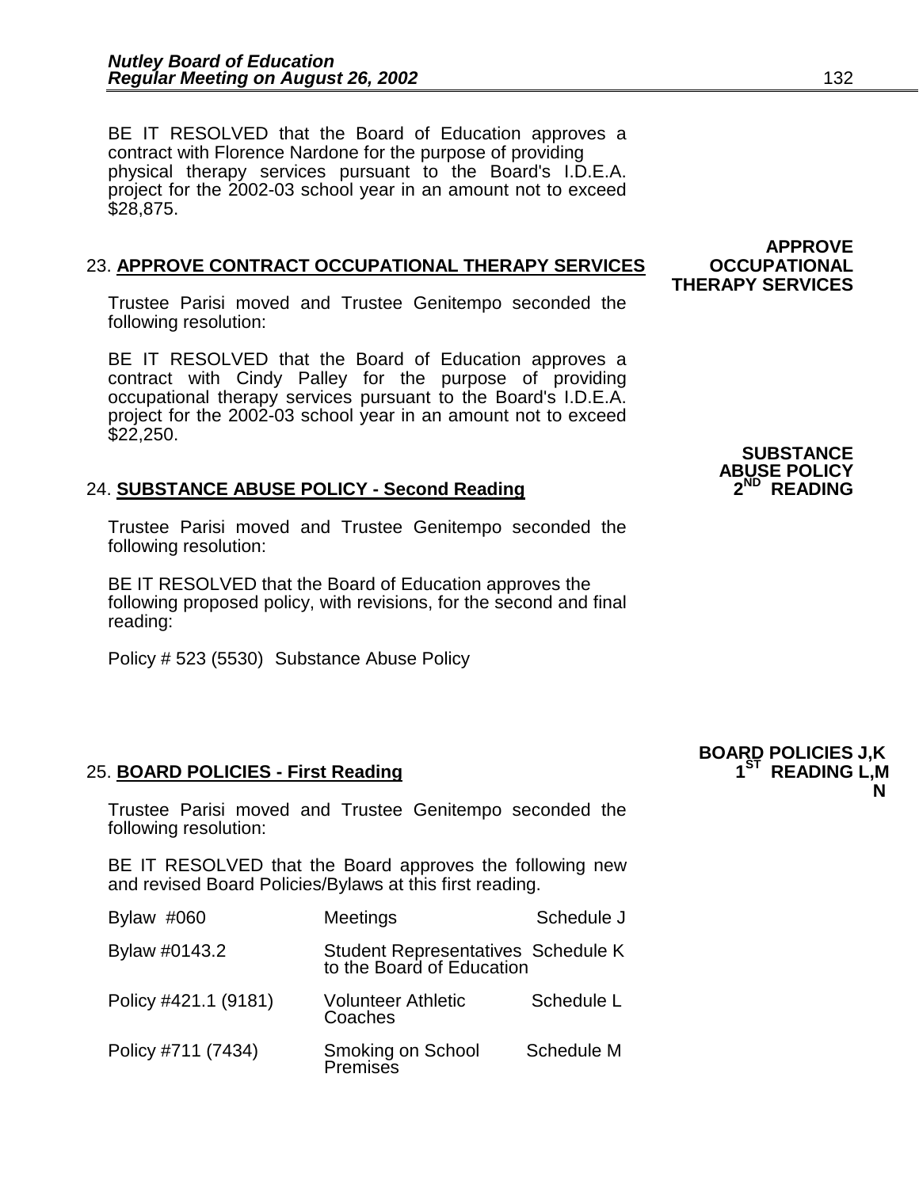BE IT RESOLVED that the Board of Education approves a contract with Florence Nardone for the purpose of providing physical therapy services pursuant to the Board's I.D.E.A. project for the 2002-03 school year in an amount not to exceed $28,875.

**APPROVE OCCUPATIONAL THERAPY SERVICES**

23. **APPROVE CONTRACT OCCUPATIONAL THERAPY SERVICES**

Trustee Parisi moved and Trustee Genitempo seconded the following resolution:

BE IT RESOLVED that the Board of Education approves a contract with Cindy Palley for the purpose of providing occupational therapy services pursuant to the Board's I.D.E.A. project for the 2002-03 school year in an amount not to exceed $22,250.

**SUBSTANCE ABUSE POLICY 2ND READING**

24. **SUBSTANCE ABUSE POLICY - Second Reading**

Trustee Parisi moved and Trustee Genitempo seconded the following resolution:

BE IT RESOLVED that the Board of Education approves the following proposed policy, with revisions, for the second and final reading:

Policy # 523 (5530) Substance Abuse Policy

**BOARD POLICIES J,K 1ST READING L,M N**

25. **BOARD POLICIES - First Reading**

Trustee Parisi moved and Trustee Genitempo seconded the following resolution:

BE IT RESOLVED that the Board approves the following new and revised Board Policies/Bylaws at this first reading.

| | | |
|---|---|---|
| Bylaw #060 | Meetings | Schedule J |
| Bylaw #0143.2 | Student Representatives to the Board of Education | Schedule K |
| Policy #421.1 (9181) | Volunteer Athletic Coaches | Schedule L |
| Policy #711 (7434) | Smoking on School Premises | Schedule M |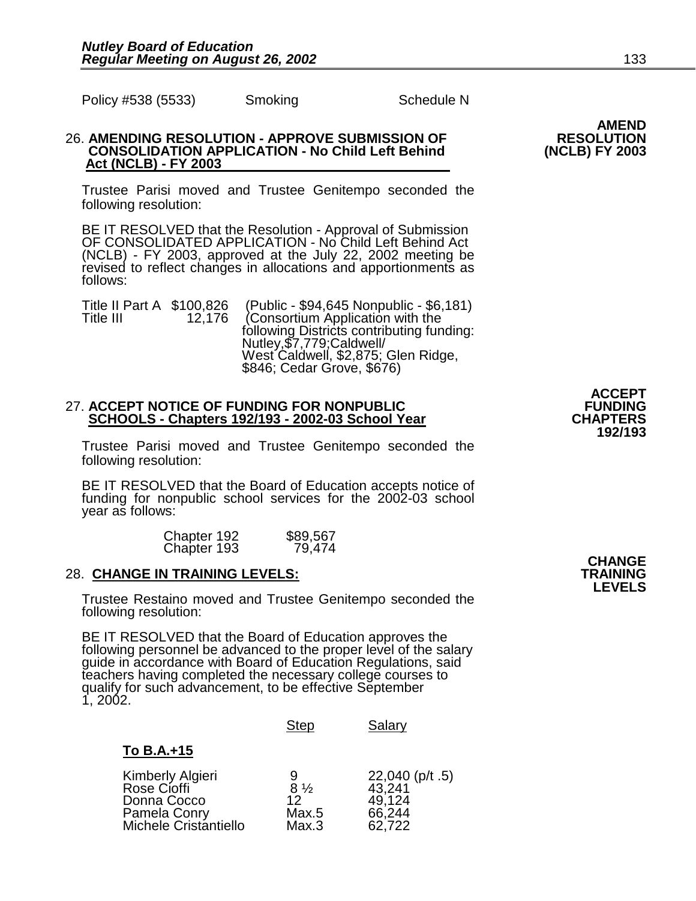Policy #538 (5533) Smoking Schedule N

**AMEND RESOLUTION (NCLB) FY 2003**

26. **AMENDING RESOLUTION - APPROVE SUBMISSION OF CONSOLIDATION APPLICATION - No Child Left Behind Act (NCLB) - FY 2003**

Trustee Parisi moved and Trustee Genitempo seconded the following resolution:

BE IT RESOLVED that the Resolution - Approval of Submission OF CONSOLIDATED APPLICATION - No Child Left Behind Act (NCLB) - FY 2003, approved at the July 22, 2002 meeting be revised to reflect changes in allocations and apportionments as follows:

| | | |
|---|---|---|
| Title II Part A | $100,826 | (Public - $94,645 Nonpublic - $6,181) |
| Title III | 12,176 | (Consortium Application with the following Districts contributing funding: Nutley,$7,779;Caldwell/ West Caldwell, $2,875; Glen Ridge, $846; Cedar Grove, $676) |

**ACCEPT FUNDING CHAPTERS 192/193**

27. **ACCEPT NOTICE OF FUNDING FOR NONPUBLIC SCHOOLS - Chapters 192/193 - 2002-03 School Year**

Trustee Parisi moved and Trustee Genitempo seconded the following resolution:

BE IT RESOLVED that the Board of Education accepts notice of funding for nonpublic school services for the 2002-03 school year as follows:

| | |
|---|---|
| Chapter 192 | $89,567 |
| Chapter 193 | 79,474 |

**CHANGE TRAINING LEVELS**

28. **CHANGE IN TRAINING LEVELS:**

Trustee Restaino moved and Trustee Genitempo seconded the following resolution:

BE IT RESOLVED that the Board of Education approves the following personnel be advanced to the proper level of the salary guide in accordance with Board of Education Regulations, said teachers having completed the necessary college courses to qualify for such advancement, to be effective September 1, 2002.

| | Step | Salary |
|---|---|---|
| **To B.A.+15** | | |
| Kimberly Algieri | 9 | 22,040 (p/t .5) |
| Rose Cioffi | 8 ½ | 43,241 |
| Donna Cocco | 12 | 49,124 |
| Pamela Conry | Max.5 | 66,244 |
| Michele Cristantiello | Max.3 | 62,722 |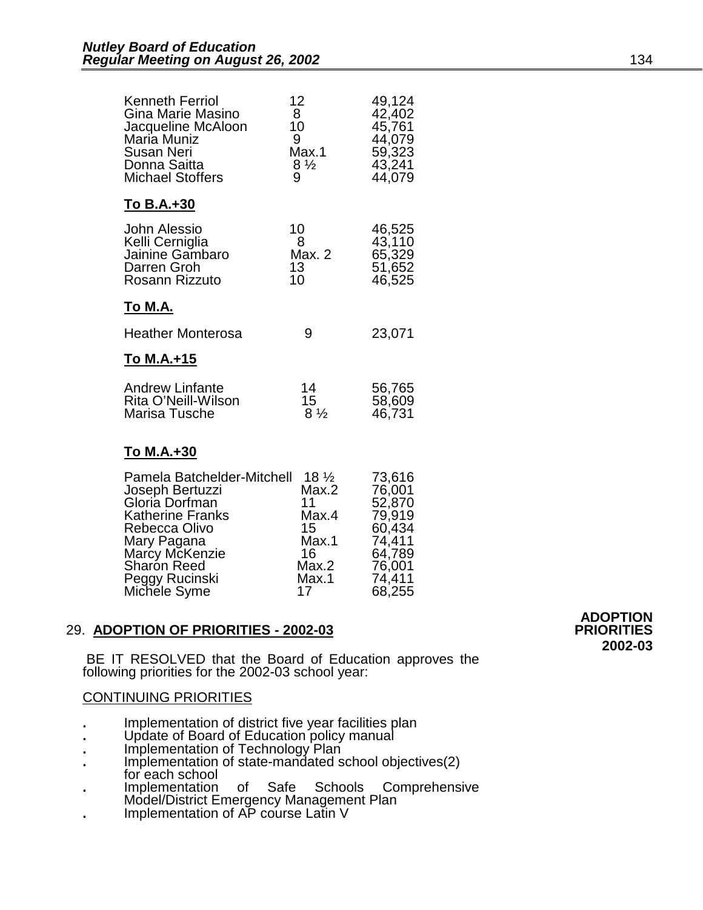| | | |
|---|---|---|
| Kenneth Ferriol | 12 | 49,124 |
| Gina Marie Masino | 8 | 42,402 |
| Jacqueline McAloon | 10 | 45,761 |
| Maria Muniz | 9 | 44,079 |
| Susan Neri | Max.1 | 59,323 |
| Donna Saitta | 8 ½ | 43,241 |
| Michael Stoffers | 9 | 44,079 |

**To B.A.+30**

| | | |
|---|---|---|
| John Alessio | 10 | 46,525 |
| Kelli Cerniglia | 8 | 43,110 |
| Jainine Gambaro | Max. 2 | 65,329 |
| Darren Groh | 13 | 51,652 |
| Rosann Rizzuto | 10 | 46,525 |

**To M.A.**

| | | |
|---|---|---|
| Heather Monterosa | 9 | 23,071 |

**To M.A.+15**

| | | |
|---|---|---|
| Andrew Linfante | 14 | 56,765 |
| Rita O'Neill-Wilson | 15 | 58,609 |
| Marisa Tusche | 8 ½ | 46,731 |

**To M.A.+30**

| | | |
|---|---|---|
| Pamela Batchelder-Mitchell | 18 ½ | 73,616 |
| Joseph Bertuzzi | Max.2 | 76,001 |
| Gloria Dorfman | 11 | 52,870 |
| Katherine Franks | Max.4 | 79,919 |
| Rebecca Olivo | 15 | 60,434 |
| Mary Pagana | Max.1 | 74,411 |
| Marcy McKenzie | 16 | 64,789 |
| Sharon Reed | Max.2 | 76,001 |
| Peggy Rucinski | Max.1 | 74,411 |
| Michele Syme | 17 | 68,255 |

**ADOPTION PRIORITIES 2002-03**

29. **ADOPTION OF PRIORITIES - 2002-03**

BE IT RESOLVED that the Board of Education approves the following priorities for the 2002-03 school year:

CONTINUING PRIORITIES

- Implementation of district five year facilities plan
- Update of Board of Education policy manual
- Implementation of Technology Plan
- Implementation of state-mandated school objectives(2) for each school
- Implementation of Safe Schools Comprehensive Model/District Emergency Management Plan
- Implementation of AP course Latin V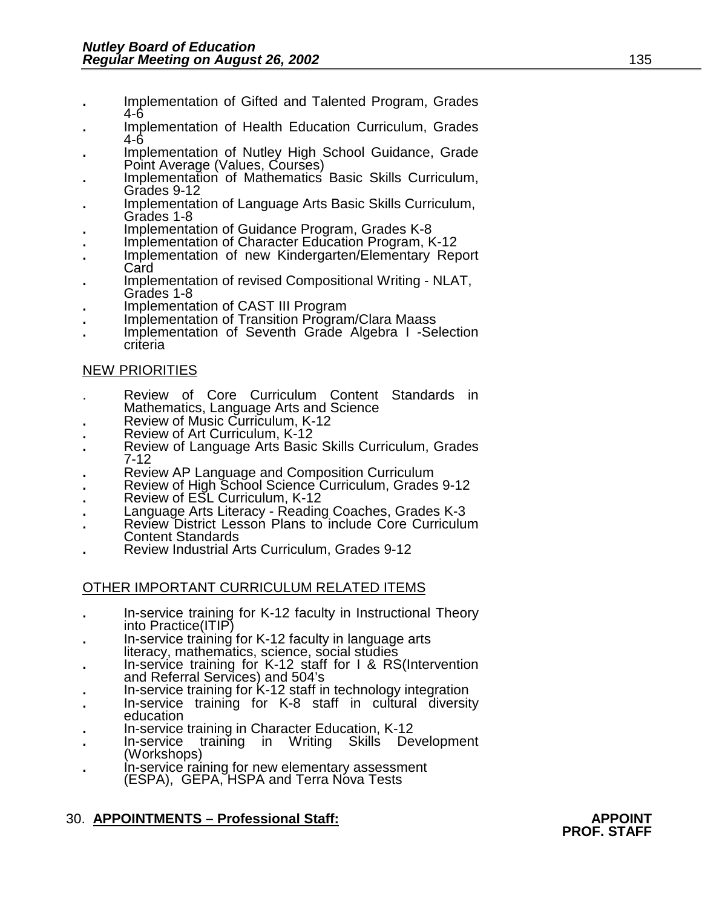- Implementation of Gifted and Talented Program, Grades 4-6
- Implementation of Health Education Curriculum, Grades 4-6
- Implementation of Nutley High School Guidance, Grade Point Average (Values, Courses)
- Implementation of Mathematics Basic Skills Curriculum, Grades 9-12
- Implementation of Language Arts Basic Skills Curriculum, Grades 1-8
- Implementation of Guidance Program, Grades K-8
- Implementation of Character Education Program, K-12
- Implementation of new Kindergarten/Elementary Report Card
- Implementation of revised Compositional Writing - NLAT, Grades 1-8
- Implementation of CAST III Program
- Implementation of Transition Program/Clara Maass
- Implementation of Seventh Grade Algebra I -Selection criteria

NEW PRIORITIES

- Review of Core Curriculum Content Standards in Mathematics, Language Arts and Science
- Review of Music Curriculum, K-12
- Review of Art Curriculum, K-12
- Review of Language Arts Basic Skills Curriculum, Grades 7-12
- Review AP Language and Composition Curriculum
- Review of High School Science Curriculum, Grades 9-12
- Review of ESL Curriculum, K-12
- Language Arts Literacy - Reading Coaches, Grades K-3
- Review District Lesson Plans to include Core Curriculum Content Standards
- Review Industrial Arts Curriculum, Grades 9-12

OTHER IMPORTANT CURRICULUM RELATED ITEMS

- In-service training for K-12 faculty in Instructional Theory into Practice(ITIP)
- In-service training for K-12 faculty in language arts literacy, mathematics, science, social studies
- In-service training for K-12 staff for I & RS(Intervention and Referral Services) and 504's
- In-service training for K-12 staff in technology integration
- In-service training for K-8 staff in cultural diversity education
- In-service training in Character Education, K-12
- In-service training in Writing Skills Development (Workshops)
- In-service raining for new elementary assessment (ESPA), GEPA, HSPA and Terra Nova Tests

30. **APPOINTMENTS – Professional Staff:** **APPOINT PROF. STAFF**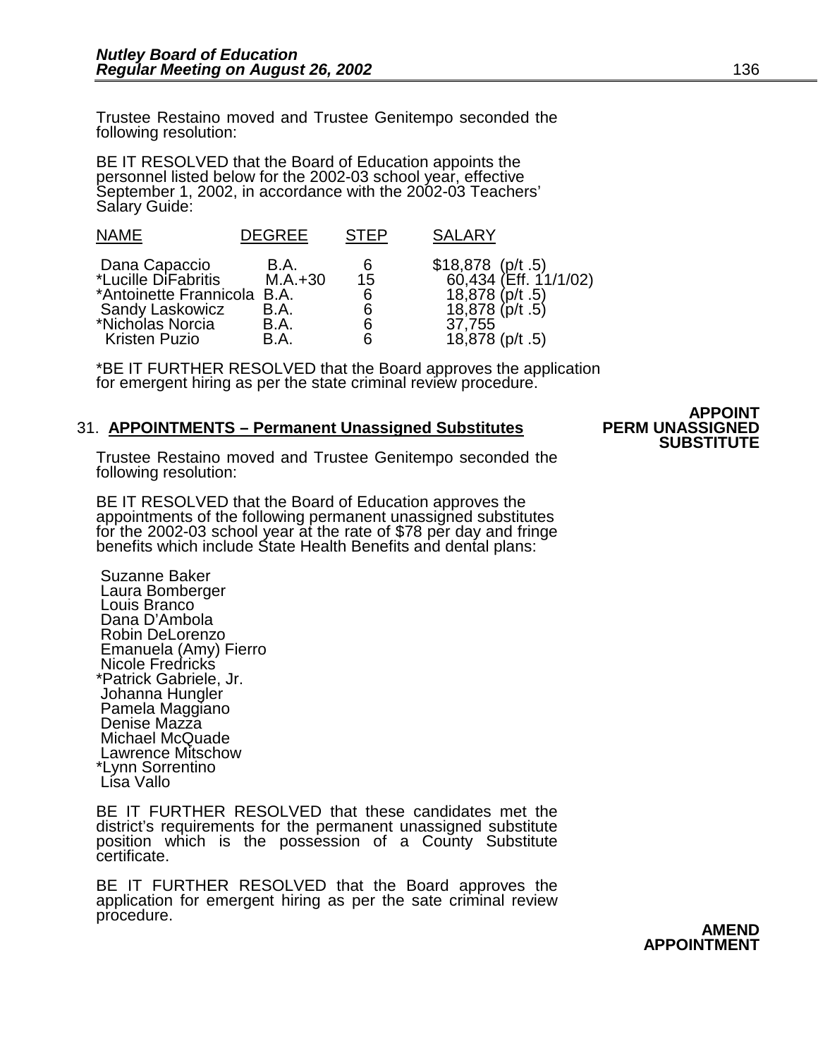Trustee Restaino moved and Trustee Genitempo seconded the following resolution:

BE IT RESOLVED that the Board of Education appoints the personnel listed below for the 2002-03 school year, effective September 1, 2002, in accordance with the 2002-03 Teachers' Salary Guide:

| NAME | DEGREE | STEP | SALARY |
|---|---|---|---|
| Dana Capaccio | B.A. | 6 | $18,878 (p/t .5) |
| *Lucille DiFabritis | M.A.+30 | 15 | 60,434 (Eff. 11/1/02) |
| *Antoinette Frannicola | B.A. | 6 | 18,878 (p/t .5) |
| Sandy Laskowicz | B.A. | 6 | 18,878 (p/t .5) |
| *Nicholas Norcia | B.A. | 6 | 37,755 |
| Kristen Puzio | B.A. | 6 | 18,878 (p/t .5) |

*BE IT FURTHER RESOLVED that the Board approves the application for emergent hiring as per the state criminal review procedure.

**APPOINT PERM UNASSIGNED SUBSTITUTE**

31. **APPOINTMENTS – Permanent Unassigned Substitutes**

Trustee Restaino moved and Trustee Genitempo seconded the following resolution:

BE IT RESOLVED that the Board of Education approves the appointments of the following permanent unassigned substitutes for the 2002-03 school year at the rate of $78 per day and fringe benefits which include State Health Benefits and dental plans:

Suzanne Baker
Laura Bomberger
Louis Branco
Dana D'Ambola
Robin DeLorenzo
Emanuela (Amy) Fierro
Nicole Fredricks
*Patrick Gabriele, Jr.
Johanna Hungler
Pamela Maggiano
Denise Mazza
Michael McQuade
Lawrence Mitschow
*Lynn Sorrentino
Lisa Vallo

BE IT FURTHER RESOLVED that these candidates met the district's requirements for the permanent unassigned substitute position which is the possession of a County Substitute certificate.

BE IT FURTHER RESOLVED that the Board approves the application for emergent hiring as per the sate criminal review procedure.

**AMEND APPOINTMENT**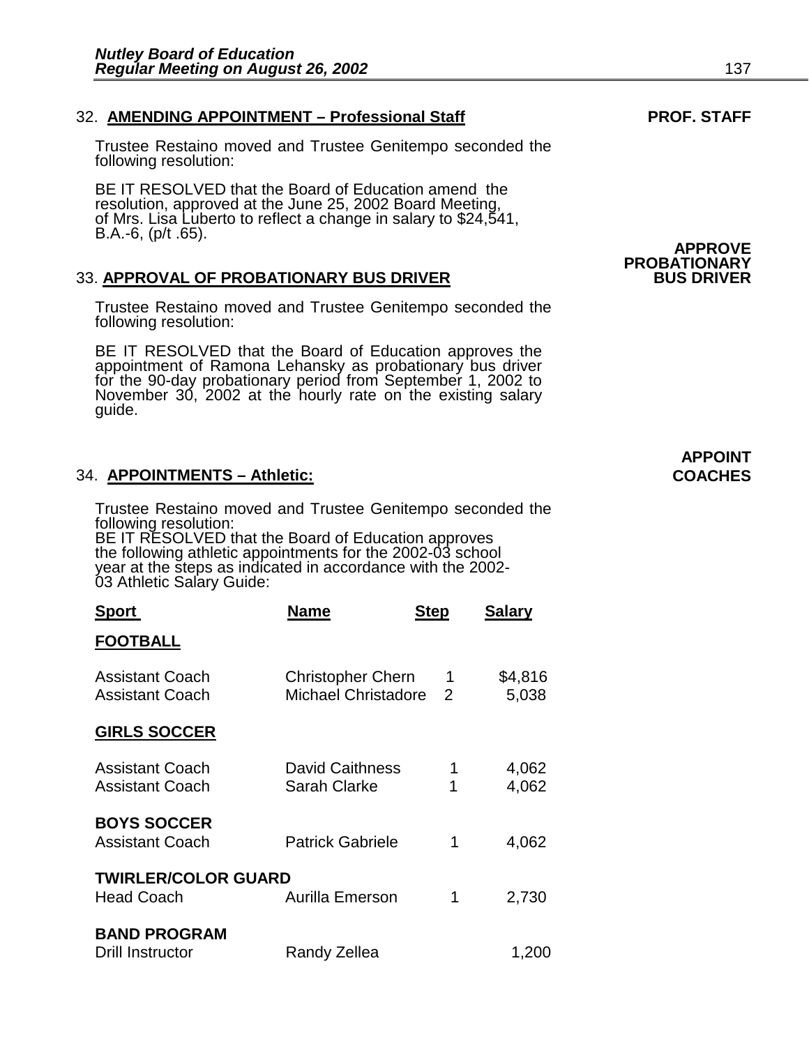32. **AMENDING APPOINTMENT – Professional Staff** **PROF. STAFF**

Trustee Restaino moved and Trustee Genitempo seconded the following resolution:

BE IT RESOLVED that the Board of Education amend the resolution, approved at the June 25, 2002 Board Meeting, of Mrs. Lisa Luberto to reflect a change in salary to $24,541, B.A.-6, (p/t .65).

**APPROVE PROBATIONARY BUS DRIVER**

33. **APPROVAL OF PROBATIONARY BUS DRIVER**

Trustee Restaino moved and Trustee Genitempo seconded the following resolution:

BE IT RESOLVED that the Board of Education approves the appointment of Ramona Lehansky as probationary bus driver for the 90-day probationary period from September 1, 2002 to November 30, 2002 at the hourly rate on the existing salary guide.

**APPOINT COACHES**

34. **APPOINTMENTS – Athletic:**

Trustee Restaino moved and Trustee Genitempo seconded the following resolution:
BE IT RESOLVED that the Board of Education approves the following athletic appointments for the 2002-03 school year at the steps as indicated in accordance with the 2002-03 Athletic Salary Guide:

| Sport | Name | Step | Salary |
|---|---|---|---|
| **FOOTBALL** | | | |
| Assistant Coach | Christopher Chern | 1 | $4,816 |
| Assistant Coach | Michael Christadore | 2 | 5,038 |
| **GIRLS SOCCER** | | | |
| Assistant Coach | David Caithness | 1 | 4,062 |
| Assistant Coach | Sarah Clarke | 1 | 4,062 |
| **BOYS SOCCER** | | | |
| Assistant Coach | Patrick Gabriele | 1 | 4,062 |
| **TWIRLER/COLOR GUARD** | | | |
| Head Coach | Aurilla Emerson | 1 | 2,730 |
| **BAND PROGRAM** | | | |
| Drill Instructor | Randy Zellea | | 1,200 |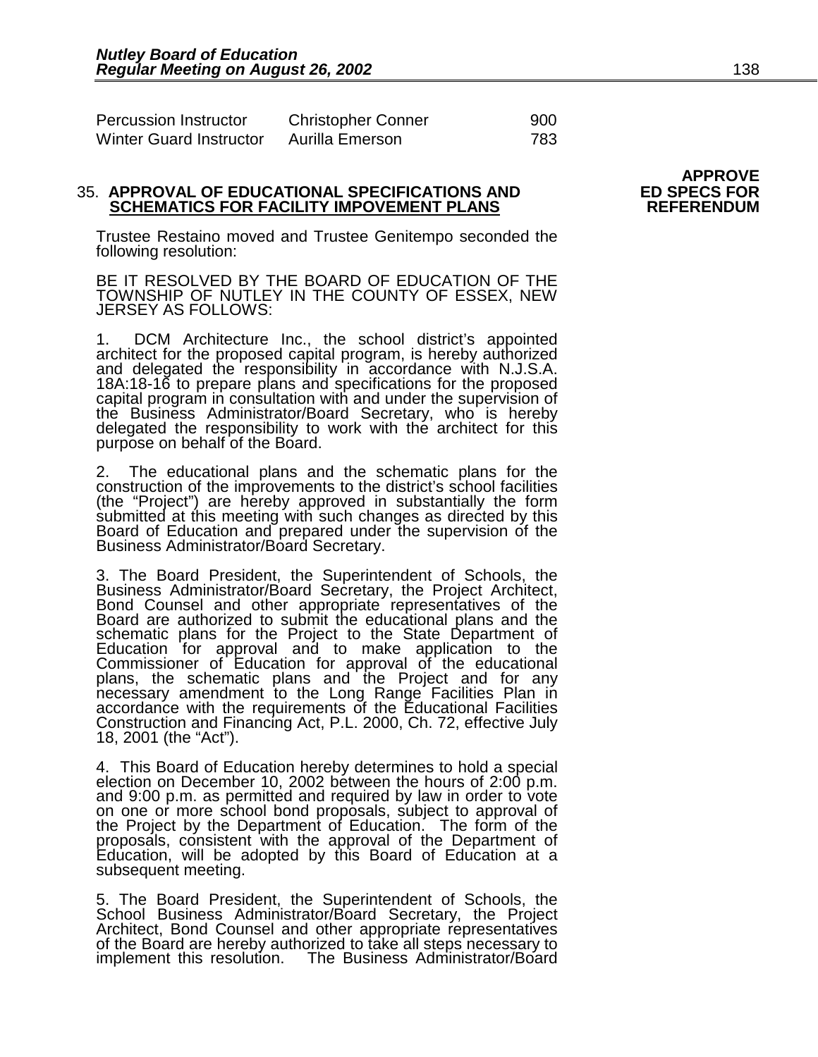| | | |
|---|---|---|
| Percussion Instructor | Christopher Conner | 900 |
| Winter Guard Instructor | Aurilla Emerson | 783 |

**APPROVE ED SPECS FOR REFERENDUM**

35. **APPROVAL OF EDUCATIONAL SPECIFICATIONS AND SCHEMATICS FOR FACILITY IMPOVEMENT PLANS**

Trustee Restaino moved and Trustee Genitempo seconded the following resolution:

BE IT RESOLVED BY THE BOARD OF EDUCATION OF THE TOWNSHIP OF NUTLEY IN THE COUNTY OF ESSEX, NEW JERSEY AS FOLLOWS:

1. DCM Architecture Inc., the school district's appointed architect for the proposed capital program, is hereby authorized and delegated the responsibility in accordance with N.J.S.A. 18A:18-16 to prepare plans and specifications for the proposed capital program in consultation with and under the supervision of the Business Administrator/Board Secretary, who is hereby delegated the responsibility to work with the architect for this purpose on behalf of the Board.

2. The educational plans and the schematic plans for the construction of the improvements to the district's school facilities (the "Project") are hereby approved in substantially the form submitted at this meeting with such changes as directed by this Board of Education and prepared under the supervision of the Business Administrator/Board Secretary.

3. The Board President, the Superintendent of Schools, the Business Administrator/Board Secretary, the Project Architect, Bond Counsel and other appropriate representatives of the Board are authorized to submit the educational plans and the schematic plans for the Project to the State Department of Education for approval and to make application to the Commissioner of Education for approval of the educational plans, the schematic plans and the Project and for any necessary amendment to the Long Range Facilities Plan in accordance with the requirements of the Educational Facilities Construction and Financing Act, P.L. 2000, Ch. 72, effective July 18, 2001 (the "Act").

4. This Board of Education hereby determines to hold a special election on December 10, 2002 between the hours of 2:00 p.m. and 9:00 p.m. as permitted and required by law in order to vote on one or more school bond proposals, subject to approval of the Project by the Department of Education. The form of the proposals, consistent with the approval of the Department of Education, will be adopted by this Board of Education at a subsequent meeting.

5. The Board President, the Superintendent of Schools, the School Business Administrator/Board Secretary, the Project Architect, Bond Counsel and other appropriate representatives of the Board are hereby authorized to take all steps necessary to implement this resolution. The Business Administrator/Board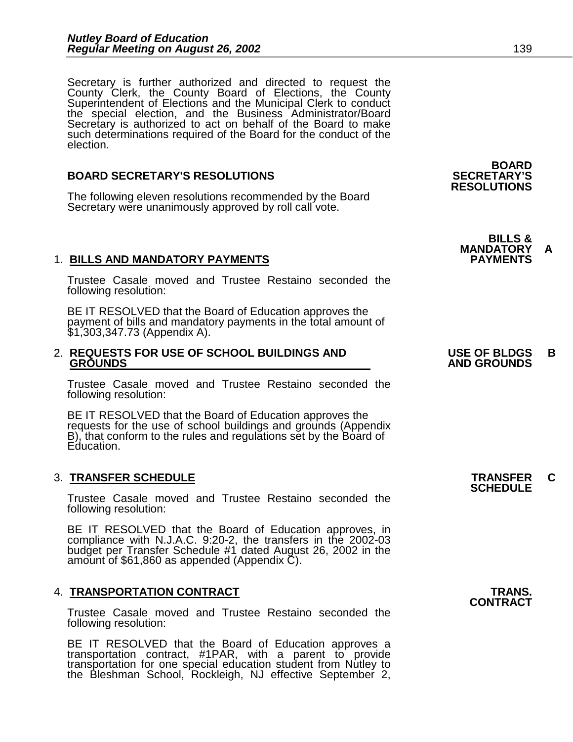Secretary is further authorized and directed to request the County Clerk, the County Board of Elections, the County Superintendent of Elections and the Municipal Clerk to conduct the special election, and the Business Administrator/Board Secretary is authorized to act on behalf of the Board to make such determinations required of the Board for the conduct of the election.

## BOARD SECRETARY'S RESOLUTIONS

**BOARD SECRETARY'S RESOLUTIONS**

The following eleven resolutions recommended by the Board Secretary were unanimously approved by roll call vote.

### 1. BILLS AND MANDATORY PAYMENTS

**BILLS & MANDATORY PAYMENTS** A

Trustee Casale moved and Trustee Restaino seconded the following resolution:

BE IT RESOLVED that the Board of Education approves the payment of bills and mandatory payments in the total amount of $1,303,347.73 (Appendix A).

### 2. REQUESTS FOR USE OF SCHOOL BUILDINGS AND GROUNDS

**USE OF BLDGS AND GROUNDS** B

Trustee Casale moved and Trustee Restaino seconded the following resolution:

BE IT RESOLVED that the Board of Education approves the requests for the use of school buildings and grounds (Appendix B), that conform to the rules and regulations set by the Board of Education.

### 3. TRANSFER SCHEDULE

**TRANSFER SCHEDULE** C

Trustee Casale moved and Trustee Restaino seconded the following resolution:

BE IT RESOLVED that the Board of Education approves, in compliance with N.J.A.C. 9:20-2, the transfers in the 2002-03 budget per Transfer Schedule #1 dated August 26, 2002 in the amount of $61,860 as appended (Appendix C).

### 4. TRANSPORTATION CONTRACT

**TRANS. CONTRACT**

Trustee Casale moved and Trustee Restaino seconded the following resolution:

BE IT RESOLVED that the Board of Education approves a transportation contract, #1PAR, with a parent to provide transportation for one special education student from Nutley to the Bleshman School, Rockleigh, NJ effective September 2,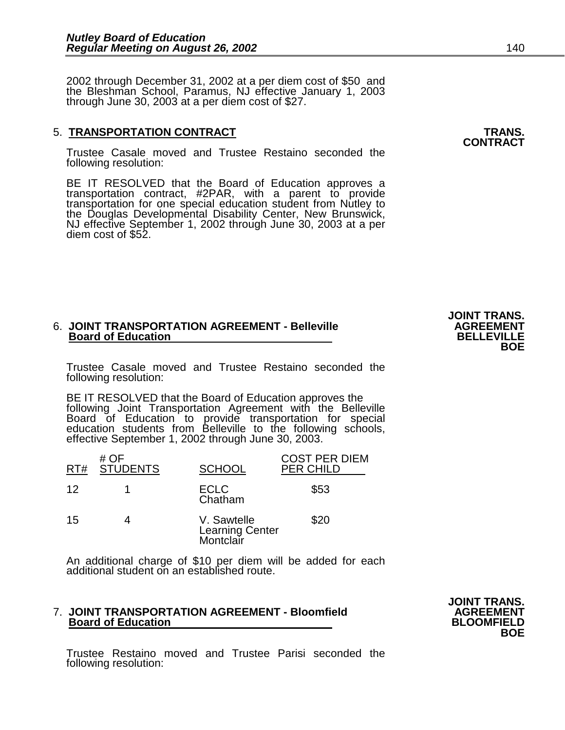2002 through December 31, 2002 at a per diem cost of $50 and the Bleshman School, Paramus, NJ effective January 1, 2003 through June 30, 2003 at a per diem cost of $27.

5. **TRANSPORTATION CONTRACT** **TRANS. CONTRACT**

Trustee Casale moved and Trustee Restaino seconded the following resolution:

BE IT RESOLVED that the Board of Education approves a transportation contract, #2PAR, with a parent to provide transportation for one special education student from Nutley to the Douglas Developmental Disability Center, New Brunswick, NJ effective September 1, 2002 through June 30, 2003 at a per diem cost of $52.

6. **JOINT TRANSPORTATION AGREEMENT - Belleville Board of Education** **JOINT TRANS. AGREEMENT BELLEVILLE BOE**

Trustee Casale moved and Trustee Restaino seconded the following resolution:

BE IT RESOLVED that the Board of Education approves the following Joint Transportation Agreement with the Belleville Board of Education to provide transportation for special education students from Belleville to the following schools, effective September 1, 2002 through June 30, 2003.

| RT# | # OF STUDENTS | SCHOOL | COST PER DIEM PER CHILD |
|---|---|---|---|
| 12 | 1 | ECLC Chatham | $53 |
| 15 | 4 | V. Sawtelle Learning Center Montclair | $20 |

An additional charge of $10 per diem will be added for each additional student on an established route.

7. **JOINT TRANSPORTATION AGREEMENT - Bloomfield Board of Education** **JOINT TRANS. AGREEMENT BLOOMFIELD BOE**

Trustee Restaino moved and Trustee Parisi seconded the following resolution: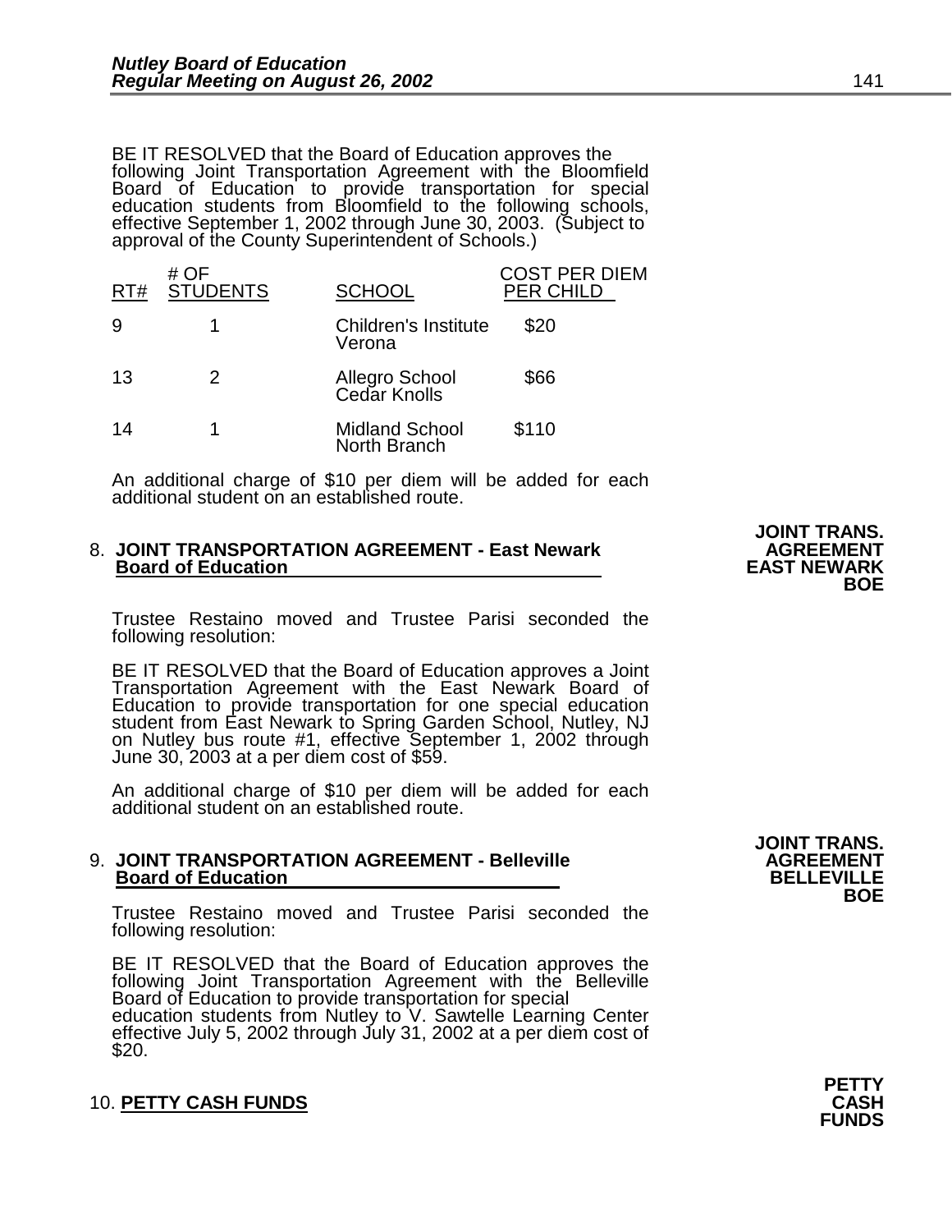BE IT RESOLVED that the Board of Education approves the following Joint Transportation Agreement with the Bloomfield Board of Education to provide transportation for special education students from Bloomfield to the following schools, effective September 1, 2002 through June 30, 2003. (Subject to approval of the County Superintendent of Schools.)

| RT# | # OF STUDENTS | SCHOOL | COST PER DIEM PER CHILD |
|---|---|---|---|
| 9 | 1 | Children's Institute Verona | $20 |
| 13 | 2 | Allegro School Cedar Knolls | $66 |
| 14 | 1 | Midland School North Branch | $110 |

An additional charge of $10 per diem will be added for each additional student on an established route.

**JOINT TRANS. AGREEMENT EAST NEWARK BOE**

8. **JOINT TRANSPORTATION AGREEMENT - East Newark Board of Education**

Trustee Restaino moved and Trustee Parisi seconded the following resolution:

BE IT RESOLVED that the Board of Education approves a Joint Transportation Agreement with the East Newark Board of Education to provide transportation for one special education student from East Newark to Spring Garden School, Nutley, NJ on Nutley bus route #1, effective September 1, 2002 through June 30, 2003 at a per diem cost of $59.

An additional charge of $10 per diem will be added for each additional student on an established route.

**JOINT TRANS. AGREEMENT BELLEVILLE BOE**

9. **JOINT TRANSPORTATION AGREEMENT - Belleville Board of Education**

Trustee Restaino moved and Trustee Parisi seconded the following resolution:

BE IT RESOLVED that the Board of Education approves the following Joint Transportation Agreement with the Belleville Board of Education to provide transportation for special education students from Nutley to V. Sawtelle Learning Center effective July 5, 2002 through July 31, 2002 at a per diem cost of $20.

**PETTY CASH FUNDS**

10. **PETTY CASH FUNDS**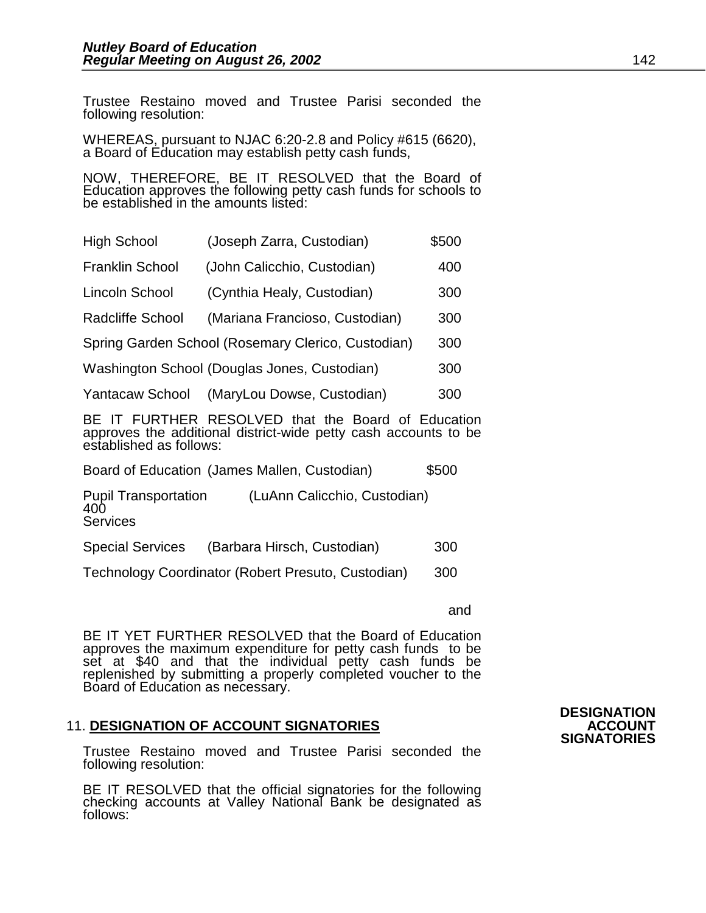Trustee Restaino moved and Trustee Parisi seconded the following resolution:

WHEREAS, pursuant to NJAC 6:20-2.8 and Policy #615 (6620), a Board of Education may establish petty cash funds,

NOW, THEREFORE, BE IT RESOLVED that the Board of Education approves the following petty cash funds for schools to be established in the amounts listed:

| | | |
|---|---|---|
| High School | (Joseph Zarra, Custodian) | $500 |
| Franklin School | (John Calicchio, Custodian) | 400 |
| Lincoln School | (Cynthia Healy, Custodian) | 300 |
| Radcliffe School | (Mariana Francioso, Custodian) | 300 |
| Spring Garden School | (Rosemary Clerico, Custodian) | 300 |
| Washington School | (Douglas Jones, Custodian) | 300 |
| Yantacaw School | (MaryLou Dowse, Custodian) | 300 |

BE IT FURTHER RESOLVED that the Board of Education approves the additional district-wide petty cash accounts to be established as follows:

| | | |
|---|---|---|
| Board of Education | (James Mallen, Custodian) | $500 |
| Pupil Transportation Services | (LuAnn Calicchio, Custodian) | 400 |
| Special Services | (Barbara Hirsch, Custodian) | 300 |
| Technology Coordinator | (Robert Presuto, Custodian) | 300 |

and

BE IT YET FURTHER RESOLVED that the Board of Education approves the maximum expenditure for petty cash funds to be set at $40 and that the individual petty cash funds be replenished by submitting a properly completed voucher to the Board of Education as necessary.

**DESIGNATION ACCOUNT SIGNATORIES**

11. **DESIGNATION OF ACCOUNT SIGNATORIES**

Trustee Restaino moved and Trustee Parisi seconded the following resolution:

BE IT RESOLVED that the official signatories for the following checking accounts at Valley National Bank be designated as follows: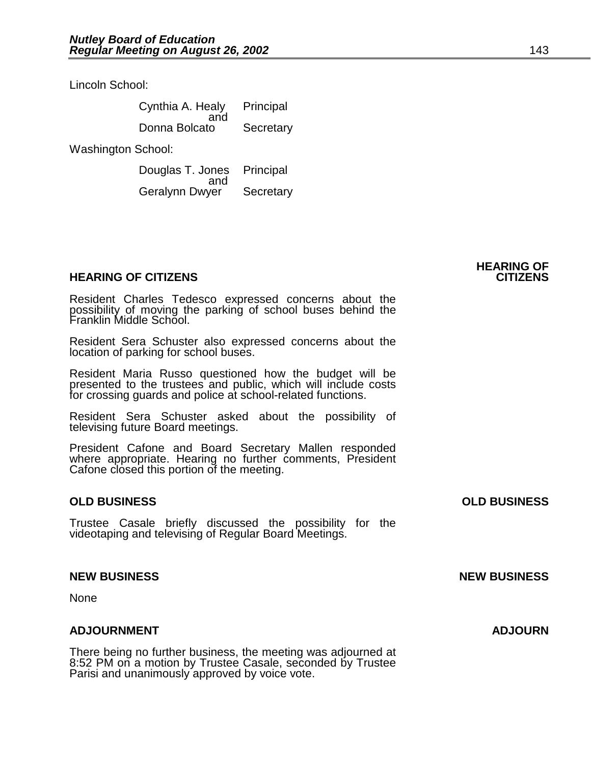Lincoln School:

| | |
|---|---|
| Cynthia A. Healy and | Principal |
| Donna Bolcato | Secretary |

Washington School:

| | |
|---|---|
| Douglas T. Jones and | Principal |
| Geralynn Dwyer | Secretary |

## HEARING OF CITIZENS

Resident Charles Tedesco expressed concerns about the possibility of moving the parking of school buses behind the Franklin Middle School.

Resident Sera Schuster also expressed concerns about the location of parking for school buses.

Resident Maria Russo questioned how the budget will be presented to the trustees and public, which will include costs for crossing guards and police at school-related functions.

Resident Sera Schuster asked about the possibility of televising future Board meetings.

President Cafone and Board Secretary Mallen responded where appropriate. Hearing no further comments, President Cafone closed this portion of the meeting.

## OLD BUSINESS

Trustee Casale briefly discussed the possibility for the videotaping and televising of Regular Board Meetings.

## NEW BUSINESS

None

## ADJOURNMENT

There being no further business, the meeting was adjourned at 8:52 PM on a motion by Trustee Casale, seconded by Trustee Parisi and unanimously approved by voice vote.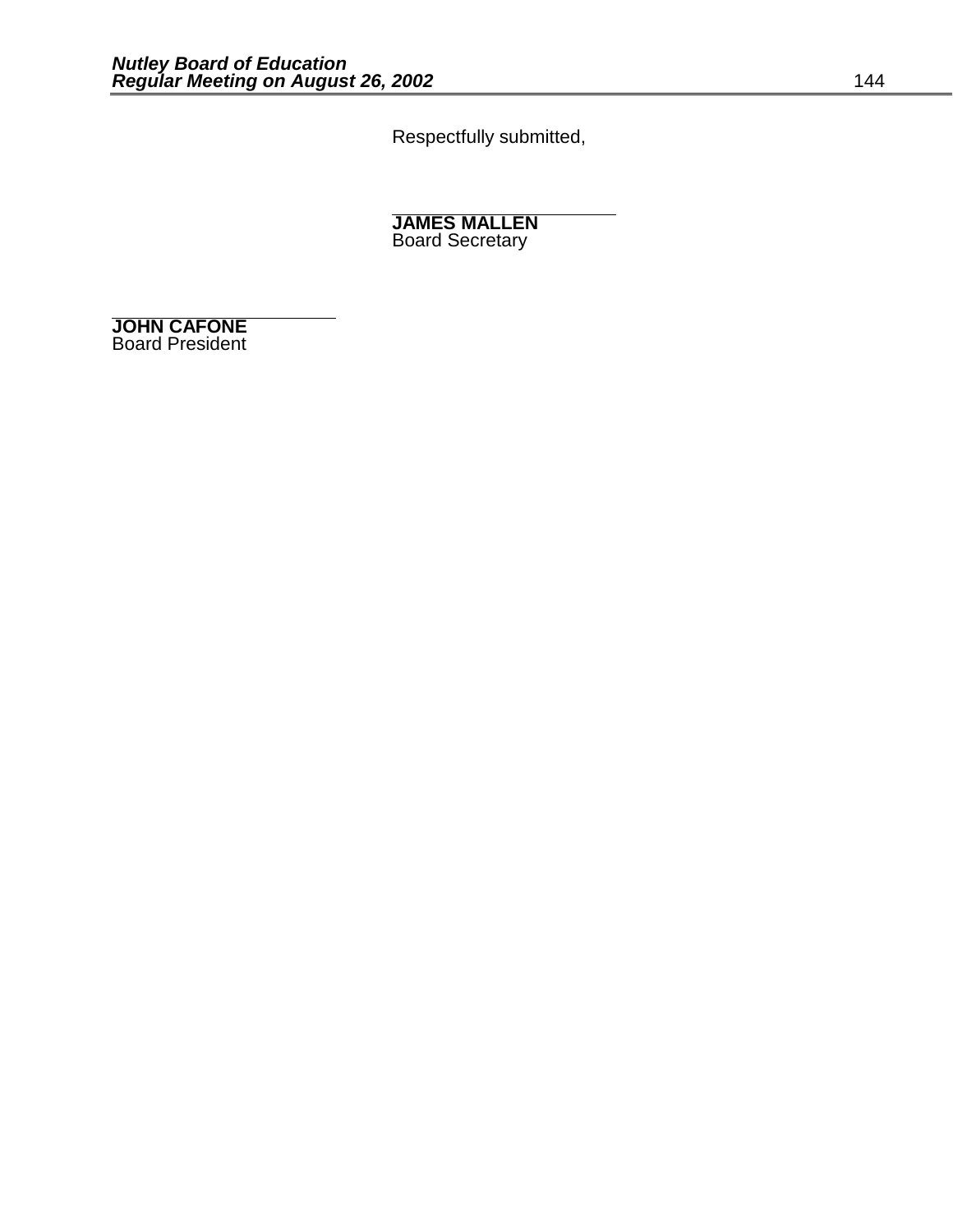Respectfully submitted,

**JAMES MALLEN**
Board Secretary

**JOHN CAFONE**
Board President